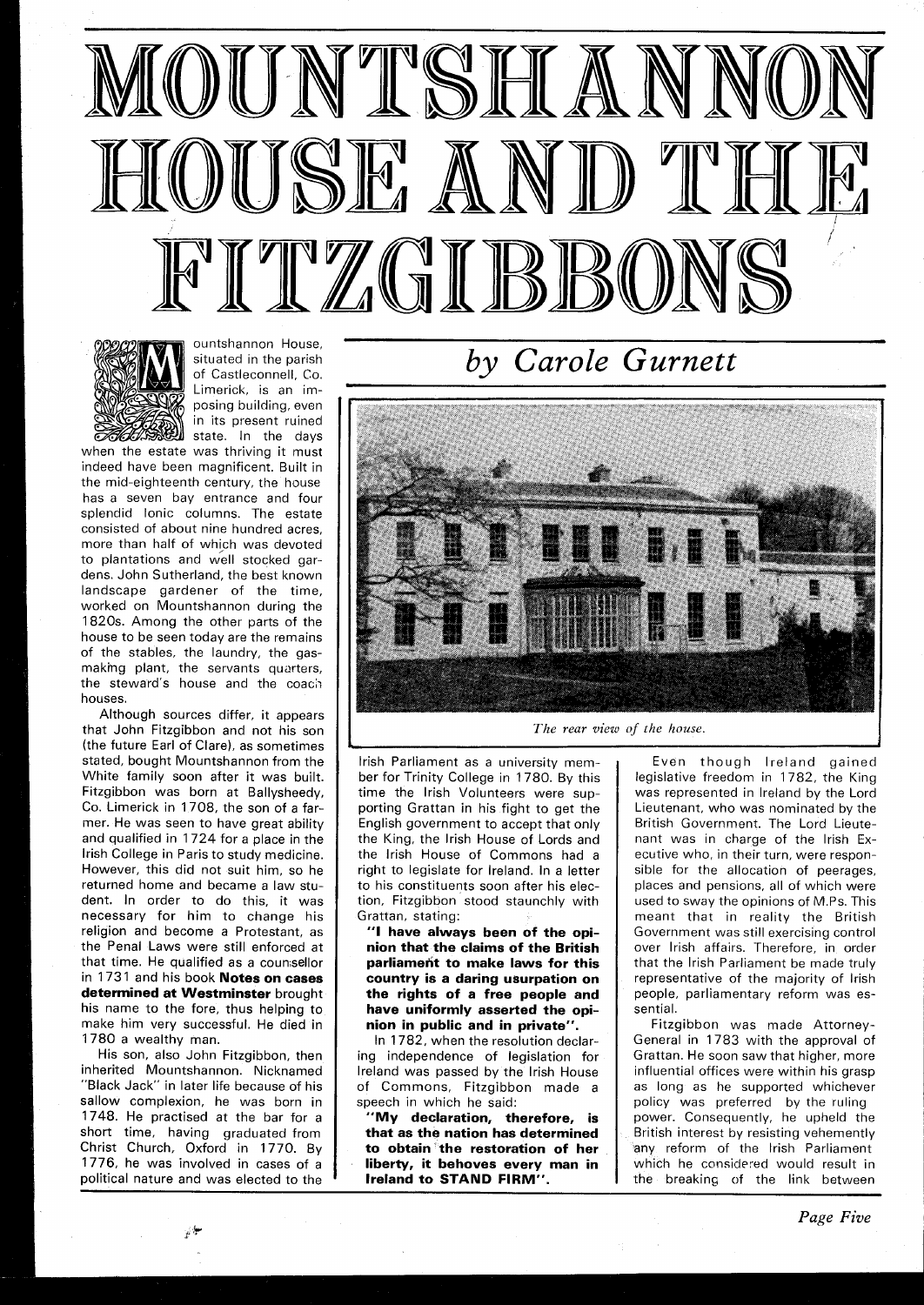# MOUNTSHANNON HOUSE AND THE FITZGIBBONS

*by Carole Gurnett*

Mountshannon House, situated in the parish of Castleconnell, Co. Limerick, is an imposing building, even in its present ruined state. In the days when the estate was thriving it must indeed have been magnificent. Built in the mid-eighteenth century, the house has a seven bay entrance and four splendid Ionic columns. The estate consisted of about nine hundred acres, more than half of which was devoted to plantations and well stocked gardens. John Sutherland, the best known landscape gardener of the time, worked on Mountshannon during the 1820s. Among the other parts of the house to be seen today are the remains of the stables, the laundry, the gas-making plant, the servants quarters, the steward's house and the coach houses.

Although sources differ, it appears that John Fitzgibbon and not his son (the future Earl of Clare), as sometimes stated, bought Mountshannon from the White family soon after it was built. Fitzgibbon was born at Ballysheedy, Co. Limerick in 1708, the son of a farmer. He was seen to have great ability and qualified in 1724 for a place in the Irish College in Paris to study medicine. However, this did not suit him, so he returned home and became a law student. In order to do this, it was necessary for him to change his religion and become a Protestant, as the Penal Laws were still enforced at that time. He qualified as a counsellor in 1731 and his book **Notes on cases determined at Westminster** brought his name to the fore, thus helping to make him very successful. He died in 1780 a wealthy man.

His son, also John Fitzgibbon, then inherited Mountshannon. Nicknamed "Black Jack" in later life because of his sallow complexion, he was born in 1748. He practised at the bar for a short time, having graduated from Christ Church, Oxford in 1770. By 1776, he was involved in cases of a political nature and was elected to the Irish Parliament as a university member for Trinity College in 1780. By this time the Irish Volunteers were supporting Grattan in his fight to get the English government to accept that only the King, the Irish House of Lords and the Irish House of Commons had a right to legislate for Ireland. In a letter to his constituents soon after his election, Fitzgibbon stood staunchly with Grattan, stating:

**"I have always been of the opinion that the claims of the British parliament to make laws for this country is a daring usurpation on the rights of a free people and have uniformly asserted the opinion in public and in private".**

In 1782, when the resolution declaring independence of legislation for Ireland was passed by the Irish House of Commons, Fitzgibbon made a speech in which he said:

**"My declaration, therefore, is that as the nation has determined to obtain the restoration of her liberty, it behoves every man in Ireland to STAND FIRM".**

*The rear view of the house.*

Even though Ireland gained legislative freedom in 1782, the King was represented in Ireland by the Lord Lieutenant, who was nominated by the British Government. The Lord Lieutenant was in charge of the Irish Executive who, in their turn, were responsible for the allocation of peerages, places and pensions, all of which were used to sway the opinions of M.Ps. This meant that in reality the British Government was still exercising control over Irish affairs. Therefore, in order that the Irish Parliament be made truly representative of the majority of Irish people, parliamentary reform was essential.

Fitzgibbon was made Attorney-General in 1783 with the approval of Grattan. He soon saw that higher, more influential offices were within his grasp as long as he supported whichever policy was preferred by the ruling power. Consequently, he upheld the British interest by resisting vehemently any reform of the Irish Parliament which he considered would result in the breaking of the link between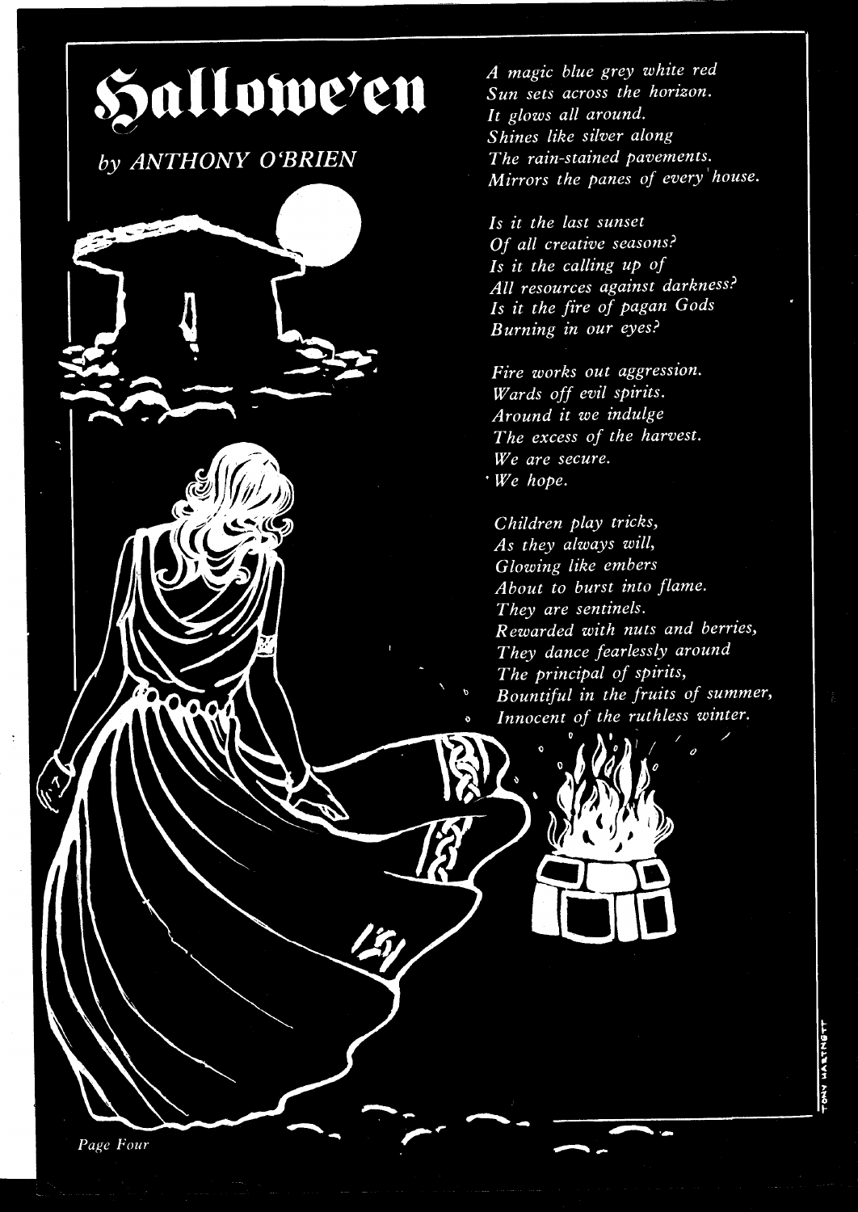# Hallowe'en

*by ANTHONY O'BRIEN*

*A magic blue grey white red*
*Sun sets across the horizon.*
*It glows all around.*
*Shines like silver along*
*The rain-stained pavements.*
*Mirrors the panes of every house.*

*Is it the last sunset*
*Of all creative seasons?*
*Is it the calling up of*
*All resources against darkness?*
*Is it the fire of pagan Gods*
*Burning in our eyes?*

*Fire works out aggression.*
*Wards off evil spirits.*
*Around it we indulge*
*The excess of the harvest.*
*We are secure.*
*We hope.*

*Children play tricks,*
*As they always will,*
*Glowing like embers*
*About to burst into flame.*
*They are sentinels.*
*Rewarded with nuts and berries,*
*They dance fearlessly around*
*The principal of spirits,*
*Bountiful in the fruits of summer,*
*Innocent of the ruthless winter.*

TONY HARTNETT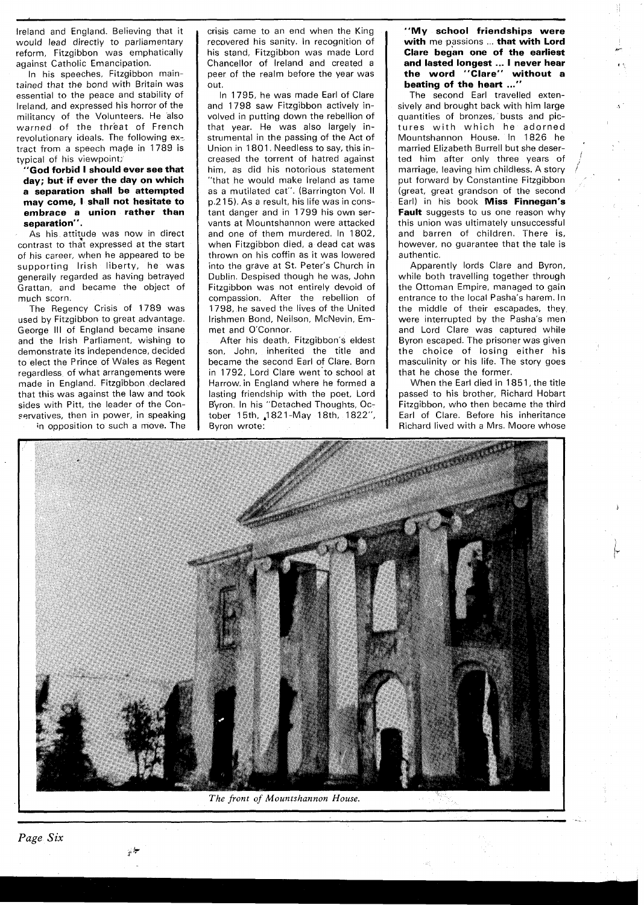Ireland and England. Believing that it would lead directly to parliamentary reform, Fitzgibbon was emphatically against Catholic Emancipation.

In his speeches, Fitzgibbon maintained that the bond with Britain was essential to the peace and stability of Ireland, and expressed his horror of the militancy of the Volunteers. He also warned of the threat of French revolutionary ideals. The following extract from a speech made in 1789 is typical of his viewpoint:

**"God forbid I should ever see that day; but if ever the day on which a separation shall be attempted may come, I shall not hesitate to embrace a union rather than separation".**

As his attitude was now in direct contrast to that expressed at the start of his career, when he appeared to be supporting Irish liberty, he was generally regarded as having betrayed Grattan, and became the object of much scorn.

The Regency Crisis of 1789 was used by Fitzgibbon to great advantage. George III of England became insane and the Irish Parliament, wishing to demonstrate its independence, decided to elect the Prince of Wales as Regent regardless of what arrangements were made in England. Fitzgibbon declared that this was against the law and took sides with Pitt, the leader of the Conservatives, then in power, in speaking in opposition to such a move. The crisis came to an end when the King recovered his sanity. In recognition of his stand, Fitzgibbon was made Lord Chancellor of Ireland and created a peer of the realm before the year was out.

In 1795, he was made Earl of Clare and 1798 saw Fitzgibbon actively involved in putting down the rebellion of that year. He was also largely instrumental in the passing of the Act of Union in 1801. Needless to say, this increased the torrent of hatred against him, as did his notorious statement "that he would make Ireland as tame as a mutilated cat". (Barrington Vol. II p.215). As a result, his life was in constant danger and in 1799 his own servants at Mountshannon were attacked and one of them murdered. In 1802, when Fitzgibbon died, a dead cat was thrown on his coffin as it was lowered into the grave at St. Peter's Church in Dublin. Despised though he was, John Fitzgibbon was not entirely devoid of compassion. After the rebellion of 1798, he saved the lives of the United Irishmen Bond, Neilson, McNevin, Emmet and O'Connor.

After his death, Fitzgibbon's eldest son, John, inherited the title and became the second Earl of Clare. Born in 1792, Lord Clare went to school at Harrow in England where he formed a lasting friendship with the poet, Lord Byron. In his "Detached Thoughts, October 15th, 1821-May 18th, 1822", Byron wrote:

**"My school friendships were with** me passions ... **that with Lord Clare began one of the earliest and lasted longest ... I never hear the word "Clare" without a beating of the heart ..."**

The second Earl travelled extensively and brought back with him large quantities of bronzes, busts and pictures with which he adorned Mountshannon House. In 1826 he married Elizabeth Burrell but she deserted him after only three years of marriage, leaving him childless. A story put forward by Constantine Fitzgibbon (great, great grandson of the second Earl) in his book **Miss Finnegan's Fault** suggests to us one reason why this union was ultimately unsuccessful and barren of children. There is, however, no guarantee that the tale is authentic.

Apparently lords Clare and Byron, while both travelling together through the Ottoman Empire, managed to gain entrance to the local Pasha's harem. In the middle of their escapades, they were interrupted by the Pasha's men and Lord Clare was captured while Byron escaped. The prisoner was given the choice of losing either his masculinity or his life. The story goes that he chose the former.

When the Earl died in 1851, the title passed to his brother, Richard Hobart Fitzgibbon, who then became the third Earl of Clare. Before his inheritance Richard lived with a Mrs. Moore whose

*The front of Mountshannon House.*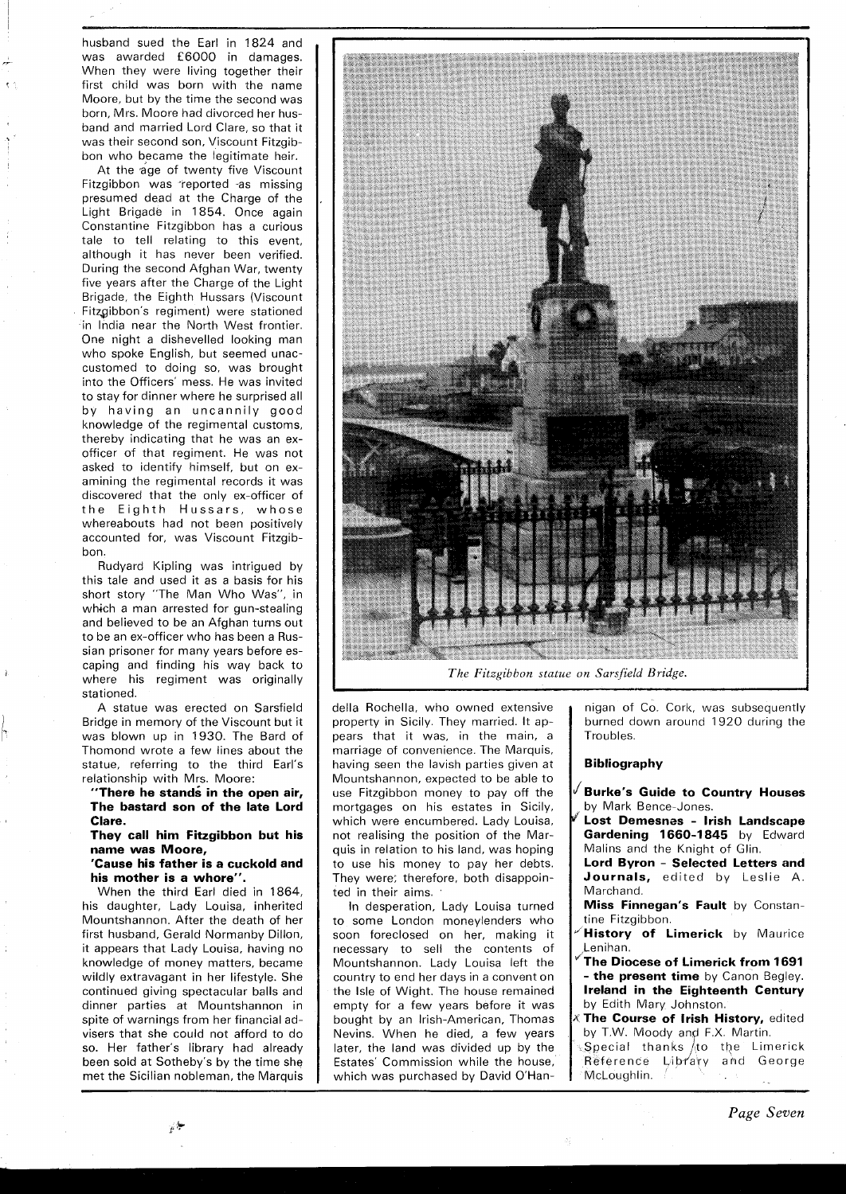husband sued the Earl in 1824 and was awarded £6000 in damages. When they were living together their first child was born with the name Moore, but by the time the second was born, Mrs. Moore had divorced her husband and married Lord Clare, so that it was their second son, Viscount Fitzgibbon who became the legitimate heir.

At the age of twenty five Viscount Fitzgibbon was reported as missing presumed dead at the Charge of the Light Brigade in 1854. Once again Constantine Fitzgibbon has a curious tale to tell relating to this event, although it has never been verified. During the second Afghan War, twenty five years after the Charge of the Light Brigade, the Eighth Hussars (Viscount Fitzgibbon's regiment) were stationed in India near the North West frontier. One night a dishevelled looking man who spoke English, but seemed unaccustomed to doing so, was brought into the Officers' mess. He was invited to stay for dinner where he surprised all by having an uncannily good knowledge of the regimental customs, thereby indicating that he was an ex-officer of that regiment. He was not asked to identify himself, but on examining the regimental records it was discovered that the only ex-officer of the Eighth Hussars, whose whereabouts had not been positively accounted for, was Viscount Fitzgibbon.

Rudyard Kipling was intrigued by this tale and used it as a basis for his short story "The Man Who Was", in which a man arrested for gun-stealing and believed to be an Afghan turns out to be an ex-officer who has been a Russian prisoner for many years before escaping and finding his way back to where his regiment was originally stationed.

A statue was erected on Sarsfield Bridge in memory of the Viscount but it was blown up in 1930. The Bard of Thomond wrote a few lines about the statue, referring to the third Earl's relationship with Mrs. Moore:

**"There he stands in the open air,**
**The bastard son of the late Lord Clare.**
**They call him Fitzgibbon but his name was Moore,**
**'Cause his father is a cuckold and his mother is a whore".**

When the third Earl died in 1864, his daughter, Lady Louisa, inherited Mountshannon. After the death of her first husband, Gerald Normanby Dillon, it appears that Lady Louisa, having no knowledge of money matters, became wildly extravagant in her lifestyle. She continued giving spectacular balls and dinner parties at Mountshannon in spite of warnings from her financial advisers that she could not afford to do so. Her father's library had already been sold at Sotheby's by the time she met the Sicilian nobleman, the Marquis della Rochella, who owned extensive property in Sicily. They married. It appears that it was, in the main, a marriage of convenience. The Marquis, having seen the lavish parties given at Mountshannon, expected to be able to use Fitzgibbon money to pay off the mortgages on his estates in Sicily, which were encumbered. Lady Louisa, not realising the position of the Marquis in relation to his land, was hoping to use his money to pay her debts. They were, therefore, both disappointed in their aims.

In desperation, Lady Louisa turned to some London moneylenders who soon foreclosed on her, making it necessary to sell the contents of Mountshannon. Lady Louisa left the country to end her days in a convent on the Isle of Wight. The house remained empty for a few years before it was bought by an Irish-American, Thomas Nevins. When he died, a few years later, the land was divided up by the Estates' Commission while the house, which was purchased by David O'Hannigan of Co. Cork, was subsequently burned down around 1920 during the Troubles.

*The Fitzgibbon statue on Sarsfield Bridge.*

### Bibliography

**Burke's Guide to Country Houses** by Mark Bence-Jones.

**Lost Demesnes - Irish Landscape Gardening 1660-1845** by Edward Malins and the Knight of Glin.

**Lord Byron - Selected Letters and Journals,** edited by Leslie A. Marchand.

**Miss Finnegan's Fault** by Constantine Fitzgibbon.

**History of Limerick** by Maurice Lenihan.

**The Diocese of Limerick from 1691 - the present time** by Canon Begley.

**Ireland in the Eighteenth Century** by Edith Mary Johnston.

**The Course of Irish History,** edited by T.W. Moody and F.X. Martin.

Special thanks to the Limerick Reference Library and George McLoughlin.